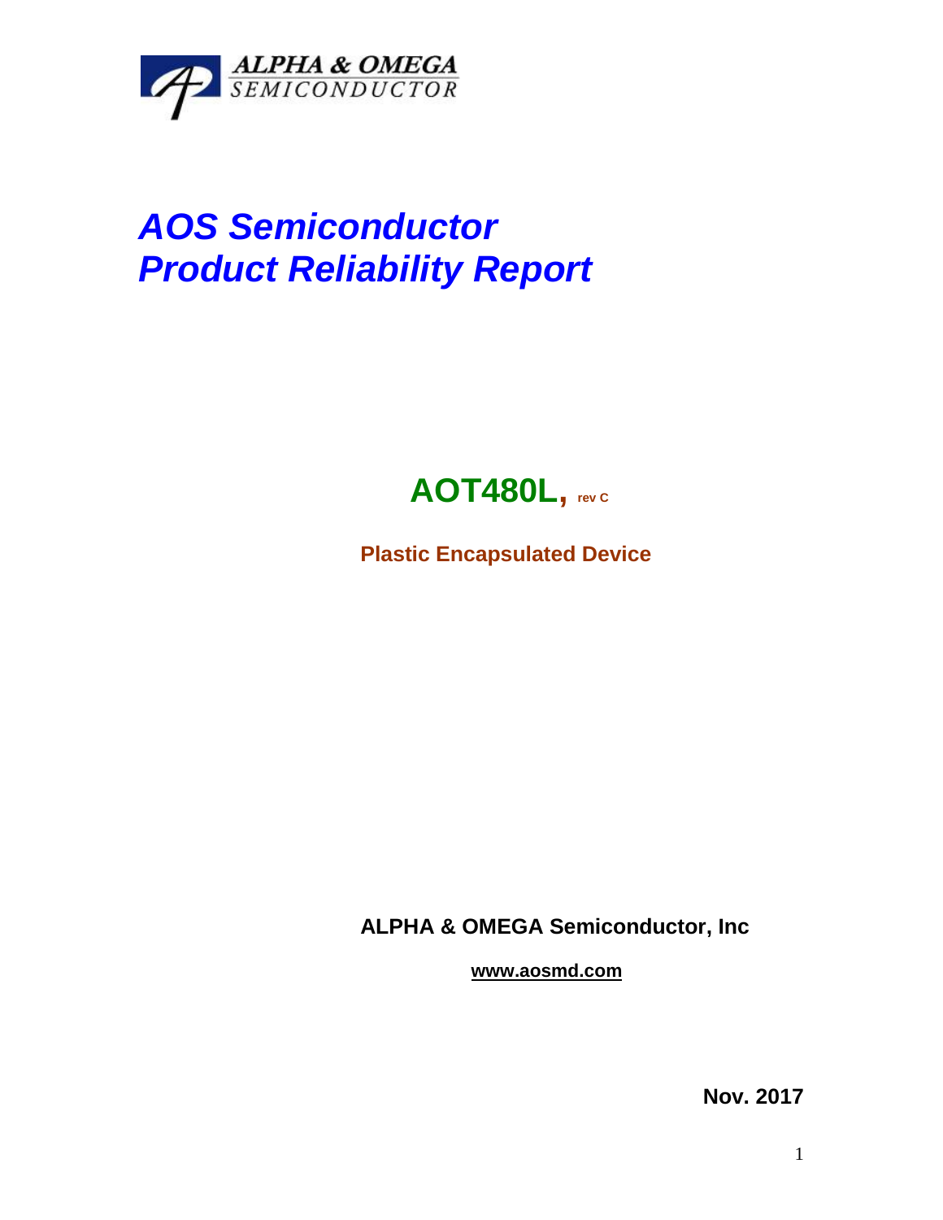ALPHA & OMEGA
SEMICONDUCTOR

# *AOS Semiconductor Product Reliability Report*

## **AOT480L, rev C**

**Plastic Encapsulated Device**

**ALPHA & OMEGA Semiconductor, Inc**

**www.aosmd.com**

**Nov. 2017**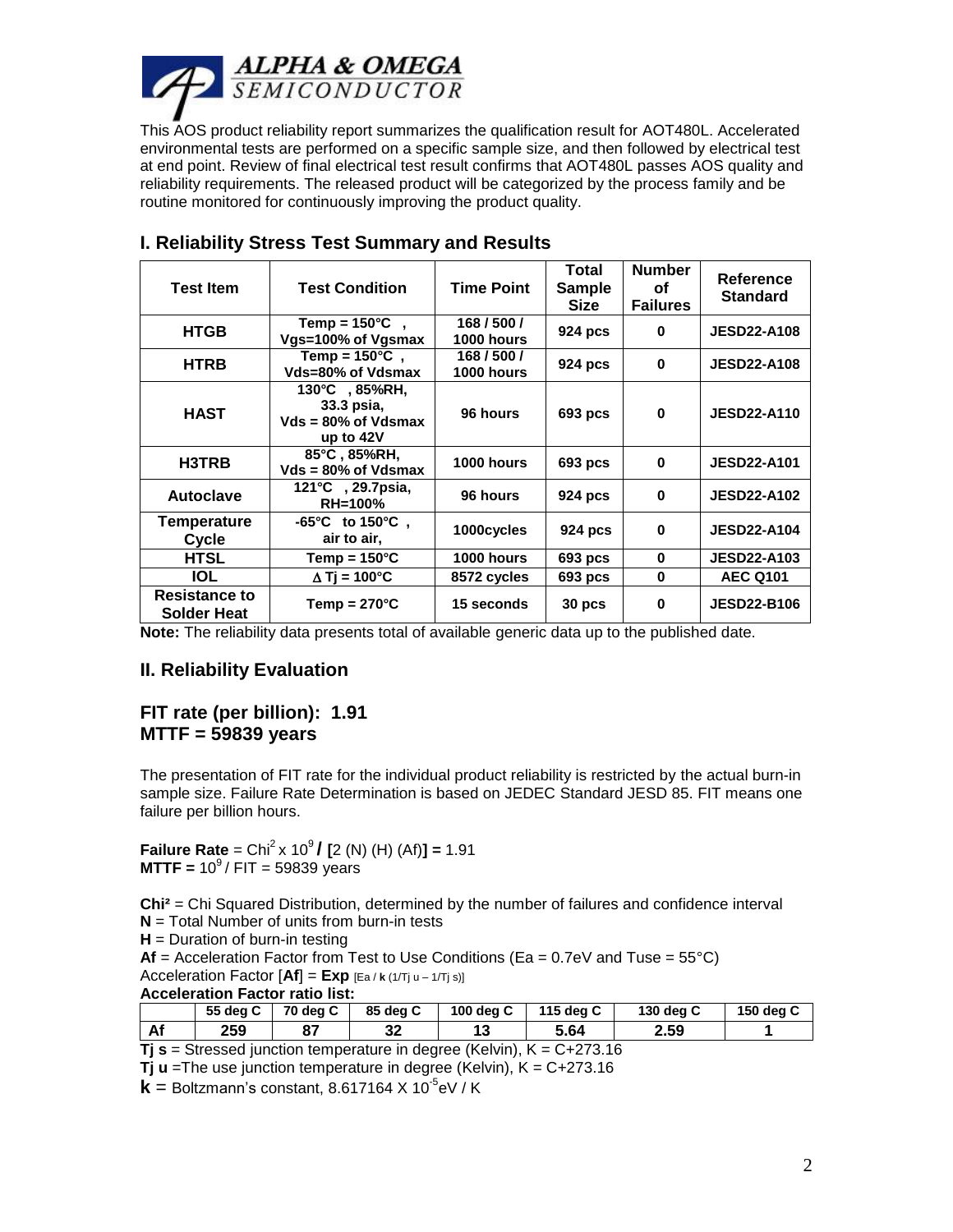ALPHA & OMEGA SEMICONDUCTOR

This AOS product reliability report summarizes the qualification result for AOT480L. Accelerated environmental tests are performed on a specific sample size, and then followed by electrical test at end point. Review of final electrical test result confirms that AOT480L passes AOS quality and reliability requirements. The released product will be categorized by the process family and be routine monitored for continuously improving the product quality.

## I. Reliability Stress Test Summary and Results

| Test Item | Test Condition | Time Point | Total Sample Size | Number of Failures | Reference Standard |
|---|---|---|---|---|---|
| HTGB | Temp = 150°C , Vgs=100% of Vgsmax | 168 / 500 / 1000 hours | 924 pcs | 0 | JESD22-A108 |
| HTRB | Temp = 150°C , Vds=80% of Vdsmax | 168 / 500 / 1000 hours | 924 pcs | 0 | JESD22-A108 |
| HAST | 130°C , 85%RH, 33.3 psia, Vds = 80% of Vdsmax up to 42V | 96 hours | 693 pcs | 0 | JESD22-A110 |
| H3TRB | 85°C , 85%RH, Vds = 80% of Vdsmax | 1000 hours | 693 pcs | 0 | JESD22-A101 |
| Autoclave | 121°C , 29.7psia, RH=100% | 96 hours | 924 pcs | 0 | JESD22-A102 |
| Temperature Cycle | -65°C to 150°C , air to air, | 1000cycles | 924 pcs | 0 | JESD22-A104 |
| HTSL | Temp = 150°C | 1000 hours | 693 pcs | 0 | JESD22-A103 |
| IOL | Δ Tj = 100°C | 8572 cycles | 693 pcs | 0 | AEC Q101 |
| Resistance to Solder Heat | Temp = 270°C | 15 seconds | 30 pcs | 0 | JESD22-B106 |

**Note:** The reliability data presents total of available generic data up to the published date.

## II. Reliability Evaluation

### FIT rate (per billion): 1.91
### MTTF = 59839 years

The presentation of FIT rate for the individual product reliability is restricted by the actual burn-in sample size. Failure Rate Determination is based on JEDEC Standard JESD 85. FIT means one failure per billion hours.

**Failure Rate** = $Chi^2 \times 10^9$ **/ [**2 (N) (H) (Af)**] =** 1.91
**MTTF =** $10^9$ / FIT = 59839 years

**Chi²** = Chi Squared Distribution, determined by the number of failures and confidence interval
**N** = Total Number of units from burn-in tests
**H** = Duration of burn-in testing
**Af** = Acceleration Factor from Test to Use Conditions (Ea = 0.7eV and Tuse = 55°C)
Acceleration Factor [**Af**] = **Exp** [Ea / **k** (1/Tj u – 1/Tj s)]

**Acceleration Factor ratio list:**

| | 55 deg C | 70 deg C | 85 deg C | 100 deg C | 115 deg C | 130 deg C | 150 deg C |
|---|---|---|---|---|---|---|---|
| Af | 259 | 87 | 32 | 13 | 5.64 | 2.59 | 1 |

**Tj s** = Stressed junction temperature in degree (Kelvin), K = C+273.16
**Tj u** =The use junction temperature in degree (Kelvin), K = C+273.16
**k** = Boltzmann's constant, 8.617164 X $10^{-5}$eV / K